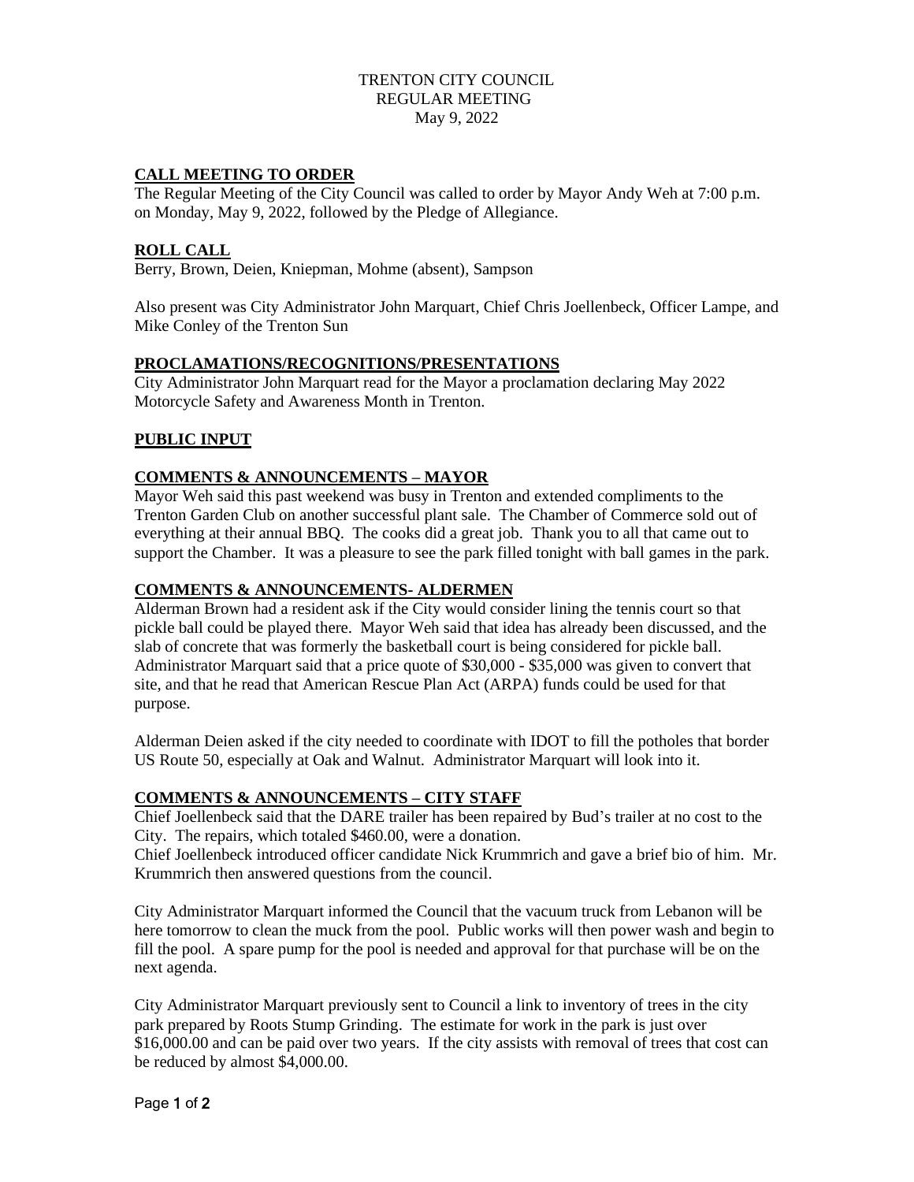TRENTON CITY COUNCIL
REGULAR MEETING
May 9, 2022

## CALL MEETING TO ORDER

The Regular Meeting of the City Council was called to order by Mayor Andy Weh at 7:00 p.m. on Monday, May 9, 2022, followed by the Pledge of Allegiance.

## ROLL CALL

Berry, Brown, Deien, Kniepman, Mohme (absent), Sampson

Also present was City Administrator John Marquart, Chief Chris Joellenbeck, Officer Lampe, and Mike Conley of the Trenton Sun

## PROCLAMATIONS/RECOGNITIONS/PRESENTATIONS

City Administrator John Marquart read for the Mayor a proclamation declaring May 2022 Motorcycle Safety and Awareness Month in Trenton.

## PUBLIC INPUT

## COMMENTS & ANNOUNCEMENTS – MAYOR

Mayor Weh said this past weekend was busy in Trenton and extended compliments to the Trenton Garden Club on another successful plant sale. The Chamber of Commerce sold out of everything at their annual BBQ. The cooks did a great job. Thank you to all that came out to support the Chamber. It was a pleasure to see the park filled tonight with ball games in the park.

## COMMENTS & ANNOUNCEMENTS- ALDERMEN

Alderman Brown had a resident ask if the City would consider lining the tennis court so that pickle ball could be played there. Mayor Weh said that idea has already been discussed, and the slab of concrete that was formerly the basketball court is being considered for pickle ball. Administrator Marquart said that a price quote of $30,000 - $35,000 was given to convert that site, and that he read that American Rescue Plan Act (ARPA) funds could be used for that purpose.

Alderman Deien asked if the city needed to coordinate with IDOT to fill the potholes that border US Route 50, especially at Oak and Walnut. Administrator Marquart will look into it.

## COMMENTS & ANNOUNCEMENTS – CITY STAFF

Chief Joellenbeck said that the DARE trailer has been repaired by Bud's trailer at no cost to the City. The repairs, which totaled $460.00, were a donation.
Chief Joellenbeck introduced officer candidate Nick Krummrich and gave a brief bio of him. Mr. Krummrich then answered questions from the council.

City Administrator Marquart informed the Council that the vacuum truck from Lebanon will be here tomorrow to clean the muck from the pool. Public works will then power wash and begin to fill the pool. A spare pump for the pool is needed and approval for that purchase will be on the next agenda.

City Administrator Marquart previously sent to Council a link to inventory of trees in the city park prepared by Roots Stump Grinding. The estimate for work in the park is just over $16,000.00 and can be paid over two years. If the city assists with removal of trees that cost can be reduced by almost $4,000.00.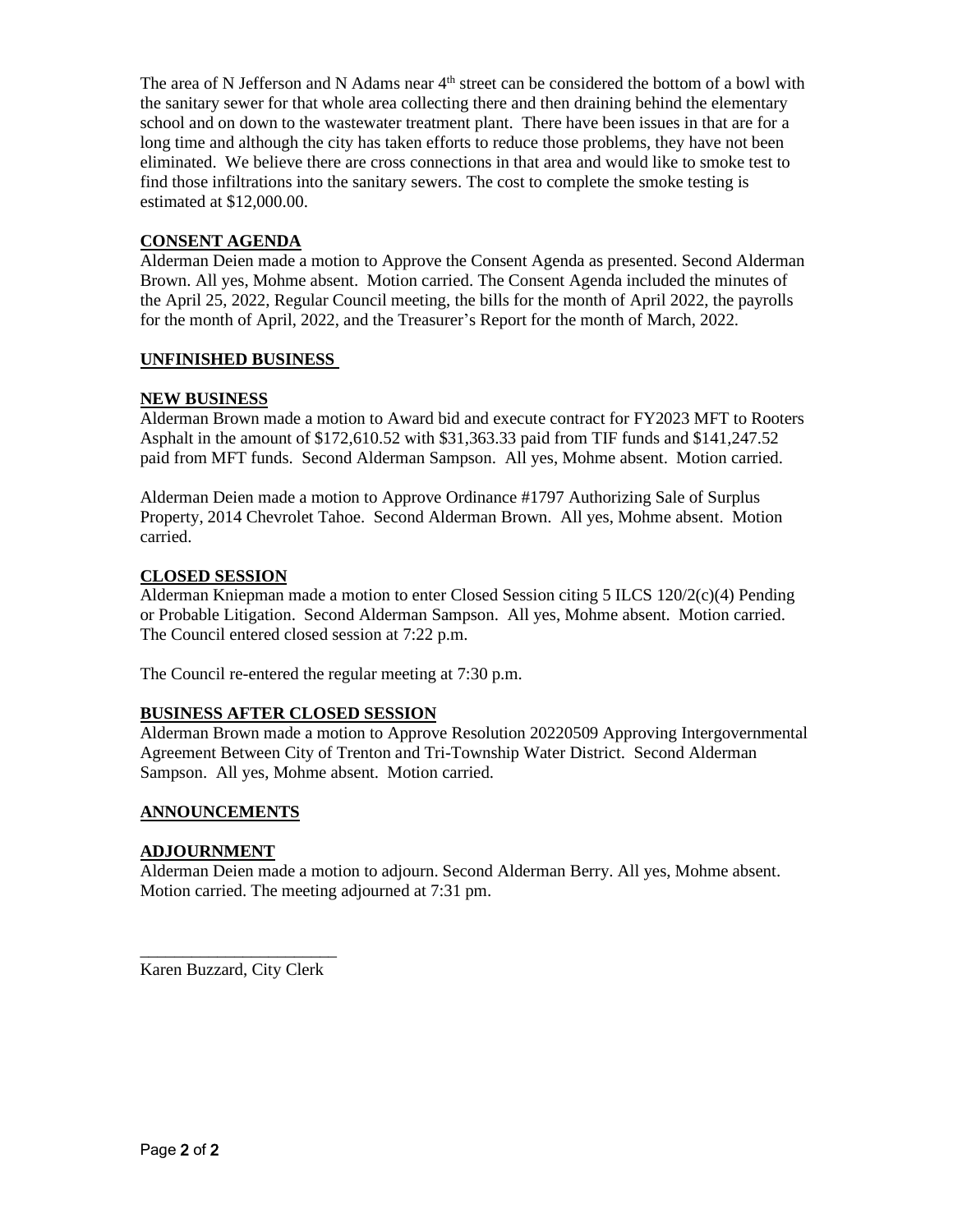The area of N Jefferson and N Adams near 4th street can be considered the bottom of a bowl with the sanitary sewer for that whole area collecting there and then draining behind the elementary school and on down to the wastewater treatment plant. There have been issues in that are for a long time and although the city has taken efforts to reduce those problems, they have not been eliminated. We believe there are cross connections in that area and would like to smoke test to find those infiltrations into the sanitary sewers. The cost to complete the smoke testing is estimated at $12,000.00.

**CONSENT AGENDA**

Alderman Deien made a motion to Approve the Consent Agenda as presented. Second Alderman Brown. All yes, Mohme absent. Motion carried. The Consent Agenda included the minutes of the April 25, 2022, Regular Council meeting, the bills for the month of April 2022, the payrolls for the month of April, 2022, and the Treasurer's Report for the month of March, 2022.

**UNFINISHED BUSINESS**

**NEW BUSINESS**

Alderman Brown made a motion to Award bid and execute contract for FY2023 MFT to Rooters Asphalt in the amount of $172,610.52 with $31,363.33 paid from TIF funds and $141,247.52 paid from MFT funds. Second Alderman Sampson. All yes, Mohme absent. Motion carried.

Alderman Deien made a motion to Approve Ordinance #1797 Authorizing Sale of Surplus Property, 2014 Chevrolet Tahoe. Second Alderman Brown. All yes, Mohme absent. Motion carried.

**CLOSED SESSION**

Alderman Kniepman made a motion to enter Closed Session citing 5 ILCS 120/2(c)(4) Pending or Probable Litigation. Second Alderman Sampson. All yes, Mohme absent. Motion carried. The Council entered closed session at 7:22 p.m.

The Council re-entered the regular meeting at 7:30 p.m.

**BUSINESS AFTER CLOSED SESSION**

Alderman Brown made a motion to Approve Resolution 20220509 Approving Intergovernmental Agreement Between City of Trenton and Tri-Township Water District. Second Alderman Sampson. All yes, Mohme absent. Motion carried.

**ANNOUNCEMENTS**

**ADJOURNMENT**

Alderman Deien made a motion to adjourn. Second Alderman Berry. All yes, Mohme absent. Motion carried. The meeting adjourned at 7:31 pm.

_______________________

Karen Buzzard, City Clerk